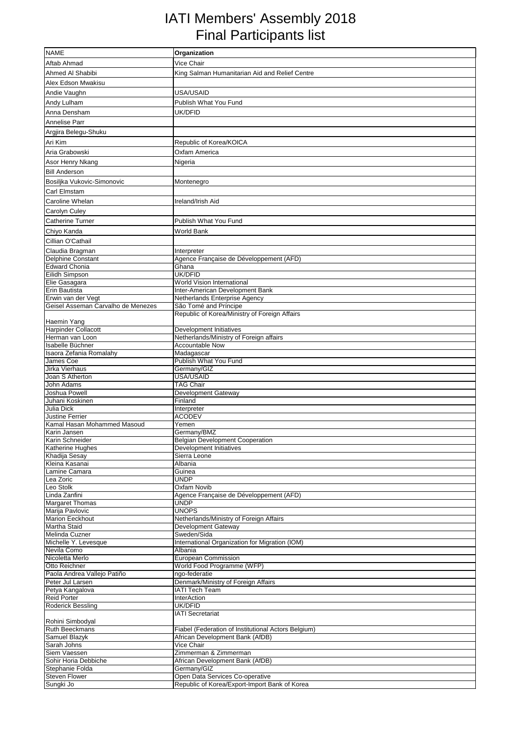# IATI Members' Assembly 2018
# Final Participants list

| NAME | Organization |
|---|---|
| Aftab Ahmad | Vice Chair |
| Ahmed Al Shabibi | King Salman Humanitarian Aid and Relief Centre |
| Alex Edson Mwakisu | |
| Andie Vaughn | USA/USAID |
| Andy Lulham | Publish What You Fund |
| Anna Densham | UK/DFID |
| Annelise Parr | |
| Argjira Belegu-Shuku | |
| Ari Kim | Republic of Korea/KOICA |
| Aria Grabowski | Oxfam America |
| Asor Henry Nkang | Nigeria |
| Bill Anderson | |
| Bosiljka Vukovic-Simonovic | Montenegro |
| Carl Elmstam | |
| Caroline Whelan | Ireland/Irish Aid |
| Carolyn Culey | |
| Catherine Turner | Publish What You Fund |
| Chiyo Kanda | World Bank |
| Cillian O'Cathail | |
| Claudia Bragman | Interpreter |
| Delphine Constant | Agence Française de Développement (AFD) |
| Edward Chonia | Ghana |
| Eilidh Simpson | UK/DFID |
| Elie Gasagara | World Vision International |
| Erin Bautista | Inter-American Development Bank |
| Erwin van der Vegt | Netherlands Enterprise Agency |
| Geisel Asseman Carvalho de Menezes | São Tomé and Príncipe |
| Haemin Yang | Republic of Korea/Ministry of Foreign Affairs |
| Harpinder Collacott | Development Initiatives |
| Herman van Loon | Netherlands/Ministry of Foreign affairs |
| Isabelle Büchner | Accountable Now |
| Isaora Zefania Romalahy | Madagascar |
| James Coe | Publish What You Fund |
| Jirka Vierhaus | Germany/GIZ |
| Joan S Atherton | USA/USAID |
| John Adams | TAG Chair |
| Joshua Powell | Development Gateway |
| Juhani Koskinen | Finland |
| Julia Dick | Interpreter |
| Justine Ferrier | ACODEV |
| Kamal Hasan Mohammed Masoud | Yemen |
| Karin Jansen | Germany/BMZ |
| Karin Schneider | Belgian Development Cooperation |
| Katherine Hughes | Development Initiatives |
| Khadija Sesay | Sierra Leone |
| Kleina Kasanai | Albania |
| Lamine Camara | Guinea |
| Lea Zoric | UNDP |
| Leo Stolk | Oxfam Novib |
| Linda Zanfini | Agence Française de Développement (AFD) |
| Margaret Thomas | UNDP |
| Marija Pavlovic | UNOPS |
| Marion Eeckhout | Netherlands/Ministry of Foreign Affairs |
| Martha Staid | Development Gateway |
| Melinda Cuzner | Sweden/Sida |
| Michelle Y. Levesque | International Organization for Migration (IOM) |
| Nevila Como | Albania |
| Nicoletta Merlo | European Commission |
| Otto Reichner | World Food Programme (WFP) |
| Paola Andrea Vallejo Patiño | ngo-federatie |
| Peter Jul Larsen | Denmark/Ministry of Foreign Affairs |
| Petya Kangalova | IATI Tech Team |
| Reid Porter | InterAction |
| Roderick Bessling | UK/DFID |
| Rohini Simbodyal | IATI Secretariat |
| Ruth Beeckmans | Fiabel (Federation of Institutional Actors Belgium) |
| Samuel Blazyk | African Development Bank (AfDB) |
| Sarah Johns | Vice Chair |
| Siem Vaessen | Zimmerman & Zimmerman |
| Sohir Horia Debbiche | African Development Bank (AfDB) |
| Stephanie Folda | Germany/GIZ |
| Steven Flower | Open Data Services Co-operative |
| Sungki Jo | Republic of Korea/Export-Import Bank of Korea |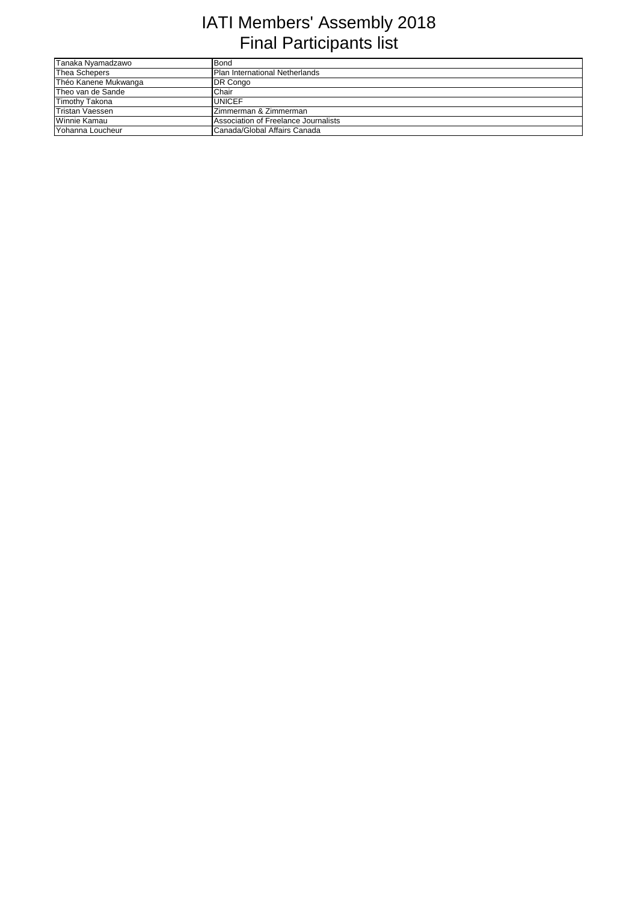# IATI Members' Assembly 2018
# Final Participants list

| | |
|---|---|
| Tanaka Nyamadzawo | Bond |
| Thea Schepers | Plan International Netherlands |
| Théo Kanene Mukwanga | DR Congo |
| Theo van de Sande | Chair |
| Timothy Takona | UNICEF |
| Tristan Vaessen | Zimmerman & Zimmerman |
| Winnie Kamau | Association of Freelance Journalists |
| Yohanna Loucheur | Canada/Global Affairs Canada |